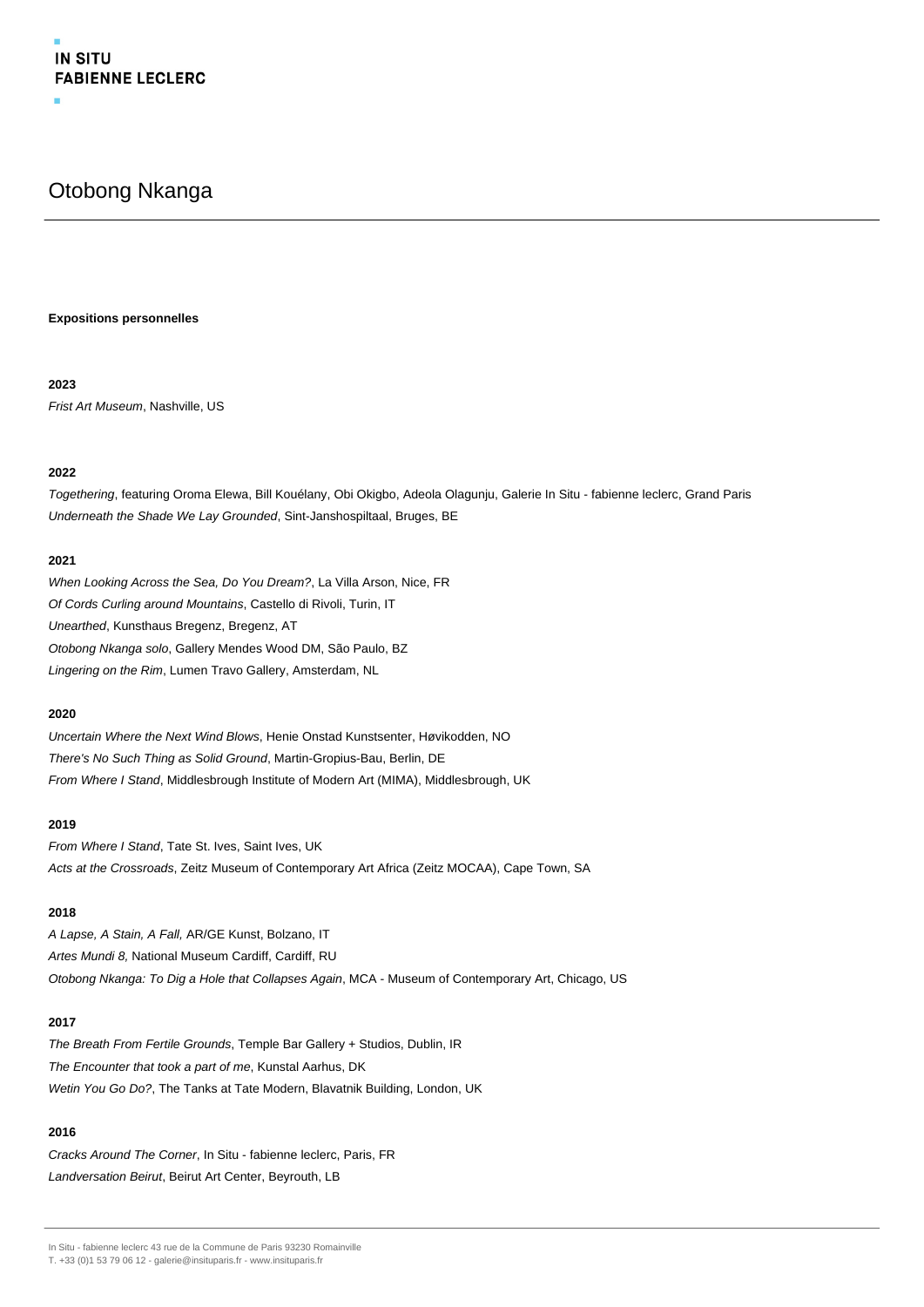# Otobong Nkanga

**Expositions personnelles**

**2023**

*Frist Art Museum*, Nashville, US

**2022**

*Togethering*, featuring Oroma Elewa, Bill Kouélany, Obi Okigbo, Adeola Olagunju, Galerie In Situ - fabienne leclerc, Grand Paris
*Underneath the Shade We Lay Grounded*, Sint-Janshospiltaal, Bruges, BE

**2021**

*When Looking Across the Sea, Do You Dream?*, La Villa Arson, Nice, FR
*Of Cords Curling around Mountains*, Castello di Rivoli, Turin, IT
*Unearthed*, Kunsthaus Bregenz, Bregenz, AT
*Otobong Nkanga solo*, Gallery Mendes Wood DM, São Paulo, BZ
*Lingering on the Rim*, Lumen Travo Gallery, Amsterdam, NL

**2020**

*Uncertain Where the Next Wind Blows*, Henie Onstad Kunstsenter, Høvikodden, NO
*There's No Such Thing as Solid Ground*, Martin-Gropius-Bau, Berlin, DE
*From Where I Stand*, Middlesbrough Institute of Modern Art (MIMA), Middlesbrough, UK

**2019**

*From Where I Stand*, Tate St. Ives, Saint Ives, UK
*Acts at the Crossroads*, Zeitz Museum of Contemporary Art Africa (Zeitz MOCAA), Cape Town, SA

**2018**

*A Lapse, A Stain, A Fall,* AR/GE Kunst, Bolzano, IT
*Artes Mundi 8,* National Museum Cardiff, Cardiff, RU
*Otobong Nkanga: To Dig a Hole that Collapses Again*, MCA - Museum of Contemporary Art, Chicago, US

**2017**

*The Breath From Fertile Grounds*, Temple Bar Gallery + Studios, Dublin, IR
*The Encounter that took a part of me*, Kunstal Aarhus, DK
*Wetin You Go Do?*, The Tanks at Tate Modern, Blavatnik Building, London, UK

**2016**

*Cracks Around The Corner*, In Situ - fabienne leclerc, Paris, FR
*Landversation Beirut*, Beirut Art Center, Beyrouth, LB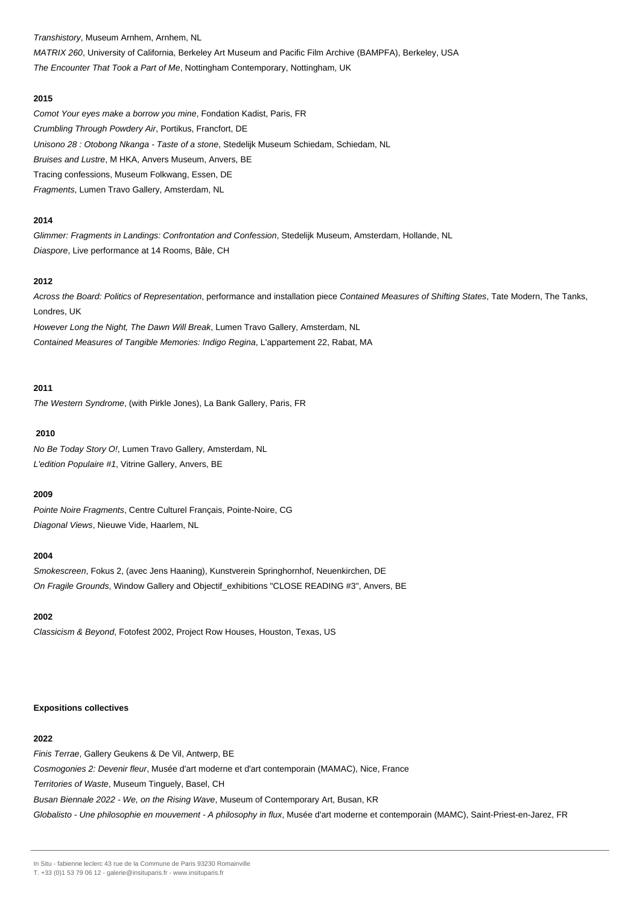*Transhistory*, Museum Arnhem, Arnhem, NL

*MATRIX 260*, University of California, Berkeley Art Museum and Pacific Film Archive (BAMPFA), Berkeley, USA

*The Encounter That Took a Part of Me*, Nottingham Contemporary, Nottingham, UK

**2015**

*Comot Your eyes make a borrow you mine*, Fondation Kadist, Paris, FR

*Crumbling Through Powdery Air*, Portikus, Francfort, DE

*Unisono 28 : Otobong Nkanga - Taste of a stone*, Stedelijk Museum Schiedam, Schiedam, NL

*Bruises and Lustre*, M HKA, Anvers Museum, Anvers, BE

Tracing confessions, Museum Folkwang, Essen, DE

*Fragments*, Lumen Travo Gallery, Amsterdam, NL

**2014**

*Glimmer: Fragments in Landings: Confrontation and Confession*, Stedelijk Museum, Amsterdam, Hollande, NL

*Diaspore*, Live performance at 14 Rooms, Bâle, CH

**2012**

*Across the Board: Politics of Representation*, performance and installation piece *Contained Measures of Shifting States*, Tate Modern, The Tanks, Londres, UK

*However Long the Night, The Dawn Will Break*, Lumen Travo Gallery, Amsterdam, NL

*Contained Measures of Tangible Memories: Indigo Regina*, L'appartement 22, Rabat, MA

**2011**

*The Western Syndrome*, (with Pirkle Jones), La Bank Gallery, Paris, FR

**2010**

*No Be Today Story O!*, Lumen Travo Gallery, Amsterdam, NL

*L'edition Populaire #1*, Vitrine Gallery, Anvers, BE

**2009**

*Pointe Noire Fragments*, Centre Culturel Français, Pointe-Noire, CG

*Diagonal Views*, Nieuwe Vide, Haarlem, NL

**2004**

*Smokescreen*, Fokus 2, (avec Jens Haaning), Kunstverein Springhornhof, Neuenkirchen, DE

*On Fragile Grounds*, Window Gallery and Objectif_exhibitions "CLOSE READING #3", Anvers, BE

**2002**

*Classicism & Beyond*, Fotofest 2002, Project Row Houses, Houston, Texas, US

**Expositions collectives**

**2022**

*Finis Terrae*, Gallery Geukens & De Vil, Antwerp, BE

*Cosmogonies 2: Devenir fleur*, Musée d'art moderne et d'art contemporain (MAMAC), Nice, France

*Territories of Waste*, Museum Tinguely, Basel, CH

*Busan Biennale 2022 - We, on the Rising Wave*, Museum of Contemporary Art, Busan, KR

*Globalisto - Une philosophie en mouvement - A philosophy in flux*, Musée d'art moderne et contemporain (MAMC), Saint-Priest-en-Jarez, FR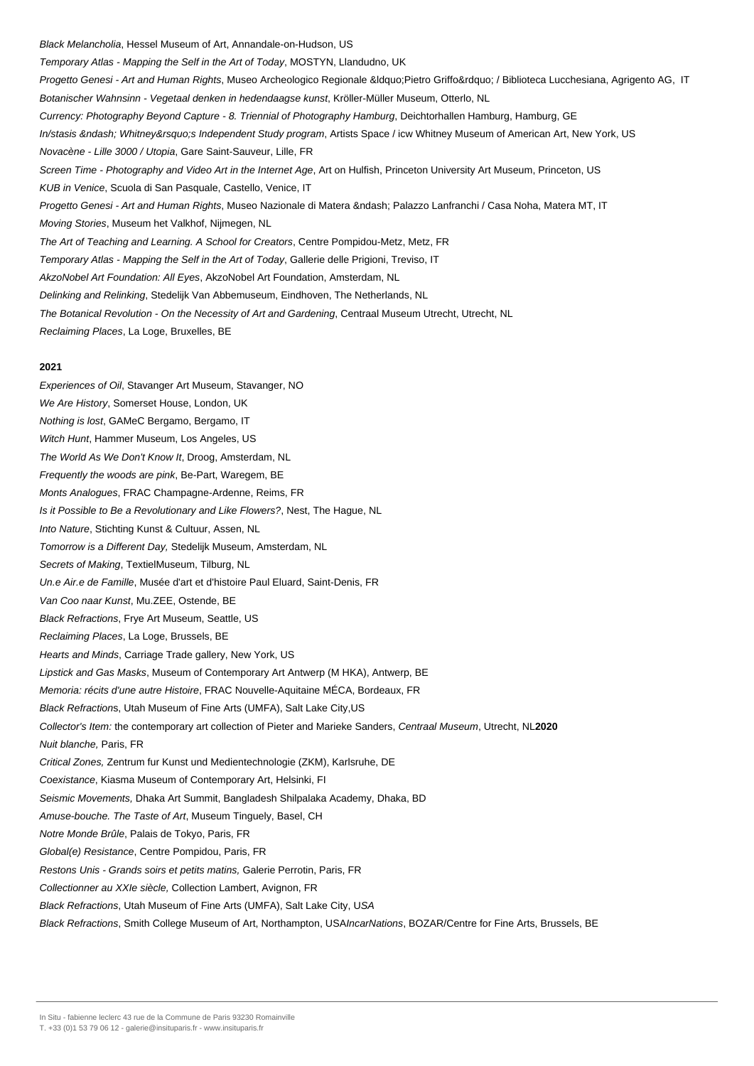*Black Melancholia*, Hessel Museum of Art, Annandale-on-Hudson, US

*Temporary Atlas - Mapping the Self in the Art of Today*, MOSTYN, Llandudno, UK

*Progetto Genesi - Art and Human Rights*, Museo Archeologico Regionale &ldquo;Pietro Griffo&rdquo; / Biblioteca Lucchesiana, Agrigento AG, IT

*Botanischer Wahnsinn - Vegetaal denken in hedendaagse kunst*, Kröller-Müller Museum, Otterlo, NL

*Currency: Photography Beyond Capture - 8. Triennial of Photography Hamburg*, Deichtorhallen Hamburg, Hamburg, GE

*In/stasis &ndash; Whitney&rsquo;s Independent Study program*, Artists Space / icw Whitney Museum of American Art, New York, US

*Novacène - Lille 3000 / Utopia*, Gare Saint-Sauveur, Lille, FR

*Screen Time - Photography and Video Art in the Internet Age*, Art on Hulfish, Princeton University Art Museum, Princeton, US

*KUB in Venice*, Scuola di San Pasquale, Castello, Venice, IT

*Progetto Genesi - Art and Human Rights*, Museo Nazionale di Matera &ndash; Palazzo Lanfranchi / Casa Noha, Matera MT, IT

*Moving Stories*, Museum het Valkhof, Nijmegen, NL

*The Art of Teaching and Learning. A School for Creators*, Centre Pompidou-Metz, Metz, FR

*Temporary Atlas - Mapping the Self in the Art of Today*, Gallerie delle Prigioni, Treviso, IT

*AkzoNobel Art Foundation: All Eyes*, AkzoNobel Art Foundation, Amsterdam, NL

*Delinking and Relinking*, Stedelijk Van Abbemuseum, Eindhoven, The Netherlands, NL

*The Botanical Revolution - On the Necessity of Art and Gardening*, Centraal Museum Utrecht, Utrecht, NL

*Reclaiming Places*, La Loge, Bruxelles, BE

**2021**

*Experiences of Oil*, Stavanger Art Museum, Stavanger, NO

*We Are History*, Somerset House, London, UK

*Nothing is lost*, GAMeC Bergamo, Bergamo, IT

*Witch Hunt*, Hammer Museum, Los Angeles, US

*The World As We Don't Know It*, Droog, Amsterdam, NL

*Frequently the woods are pink*, Be-Part, Waregem, BE

*Monts Analogues*, FRAC Champagne-Ardenne, Reims, FR

*Is it Possible to Be a Revolutionary and Like Flowers?*, Nest, The Hague, NL

*Into Nature*, Stichting Kunst & Cultuur, Assen, NL

*Tomorrow is a Different Day,* Stedelijk Museum, Amsterdam, NL

*Secrets of Making*, TextielMuseum, Tilburg, NL

*Un.e Air.e de Famille*, Musée d'art et d'histoire Paul Eluard, Saint-Denis, FR

*Van Coo naar Kunst*, Mu.ZEE, Ostende, BE

*Black Refractions*, Frye Art Museum, Seattle, US

*Reclaiming Places*, La Loge, Brussels, BE

*Hearts and Minds*, Carriage Trade gallery, New York, US

*Lipstick and Gas Masks*, Museum of Contemporary Art Antwerp (M HKA), Antwerp, BE

*Memoria: récits d'une autre Histoire*, FRAC Nouvelle-Aquitaine MÉCA, Bordeaux, FR

*Black Refraction*s, Utah Museum of Fine Arts (UMFA), Salt Lake City,US

*Collector's Item:* the contemporary art collection of Pieter and Marieke Sanders, *Centraal Museum*, Utrecht, NL**2020**

*Nuit blanche,* Paris, FR

*Critical Zones,* Zentrum fur Kunst und Medientechnologie (ZKM), Karlsruhe, DE

*Coexistance*, Kiasma Museum of Contemporary Art, Helsinki, FI

*Seismic Movements,* Dhaka Art Summit, Bangladesh Shilpalaka Academy, Dhaka, BD

*Amuse-bouche. The Taste of Art*, Museum Tinguely, Basel, CH

*Notre Monde Brûle*, Palais de Tokyo, Paris, FR

*Global(e) Resistance*, Centre Pompidou, Paris, FR

*Restons Unis - Grands soirs et petits matins,* Galerie Perrotin, Paris, FR

*Collectionner au XXIe siècle,* Collection Lambert, Avignon, FR

*Black Refractions*, Utah Museum of Fine Arts (UMFA), Salt Lake City, U*SA*

*Black Refractions*, Smith College Museum of Art, Northampton, USA*IncarNations*, BOZAR/Centre for Fine Arts, Brussels, BE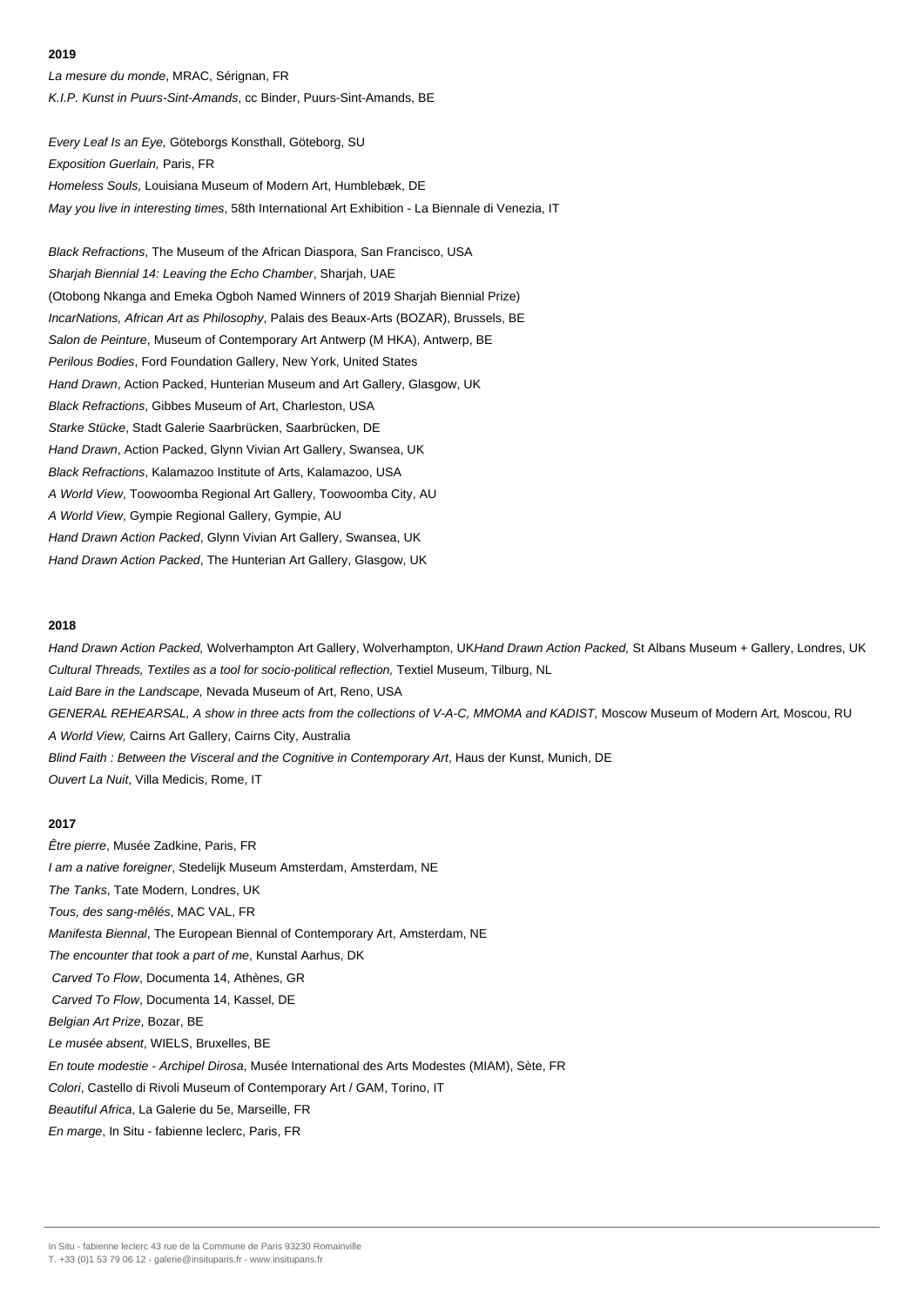**2019**

*La mesure du monde*, MRAC, Sérignan, FR
*K.I.P. Kunst in Puurs-Sint-Amands*, cc Binder, Puurs-Sint-Amands, BE

*Every Leaf Is an Eye,* Göteborgs Konsthall, Göteborg, SU
*Exposition Guerlain,* Paris, FR
*Homeless Souls,* Louisiana Museum of Modern Art, Humblebæk, DE
*May you live in interesting times*, 58th International Art Exhibition - La Biennale di Venezia, IT

*Black Refractions*, The Museum of the African Diaspora, San Francisco, USA
*Sharjah Biennial 14: Leaving the Echo Chamber*, Sharjah, UAE
(Otobong Nkanga and Emeka Ogboh Named Winners of 2019 Sharjah Biennial Prize)
*IncarNations, African Art as Philosophy*, Palais des Beaux-Arts (BOZAR), Brussels, BE
*Salon de Peinture*, Museum of Contemporary Art Antwerp (M HKA), Antwerp, BE
*Perilous Bodies*, Ford Foundation Gallery, New York, United States
*Hand Drawn*, Action Packed, Hunterian Museum and Art Gallery, Glasgow, UK
*Black Refractions*, Gibbes Museum of Art, Charleston, USA
*Starke Stücke*, Stadt Galerie Saarbrücken, Saarbrücken, DE
*Hand Drawn*, Action Packed, Glynn Vivian Art Gallery, Swansea, UK
*Black Refractions*, Kalamazoo Institute of Arts, Kalamazoo, USA
*A World View*, Toowoomba Regional Art Gallery, Toowoomba City, AU
*A World View*, Gympie Regional Gallery, Gympie, AU
*Hand Drawn Action Packed*, Glynn Vivian Art Gallery, Swansea, UK
*Hand Drawn Action Packed*, The Hunterian Art Gallery, Glasgow, UK

**2018**

*Hand Drawn Action Packed,* Wolverhampton Art Gallery, Wolverhampton, UK*Hand Drawn Action Packed,* St Albans Museum + Gallery, Londres, UK
*Cultural Threads, Textiles as a tool for socio-political reflection,* Textiel Museum, Tilburg, NL
*Laid Bare in the Landscape,* Nevada Museum of Art, Reno, USA
*GENERAL REHEARSAL, A show in three acts from the collections of V-A-C, MMOMA and KADIST,* Moscow Museum of Modern Art, Moscou, RU
*A World View,* Cairns Art Gallery, Cairns City, Australia
*Blind Faith : Between the Visceral and the Cognitive in Contemporary Art*, Haus der Kunst, Munich, DE
*Ouvert La Nuit*, Villa Medicis, Rome, IT

**2017**

*Être pierre*, Musée Zadkine, Paris, FR
*I am a native foreigner*, Stedelijk Museum Amsterdam, Amsterdam, NE
*The Tanks*, Tate Modern, Londres, UK
*Tous, des sang-mêlés*, MAC VAL, FR
*Manifesta Biennal*, The European Biennal of Contemporary Art, Amsterdam, NE
*The encounter that took a part of me*, Kunstal Aarhus, DK
*Carved To Flow*, Documenta 14, Athènes, GR
*Carved To Flow*, Documenta 14, Kassel, DE
*Belgian Art Prize*, Bozar, BE
*Le musée absent*, WIELS, Bruxelles, BE
*En toute modestie - Archipel Dirosa*, Musée International des Arts Modestes (MIAM), Sète, FR
*Colori*, Castello di Rivoli Museum of Contemporary Art / GAM, Torino, IT
*Beautiful Africa*, La Galerie du 5e, Marseille, FR
*En marge*, In Situ - fabienne leclerc, Paris, FR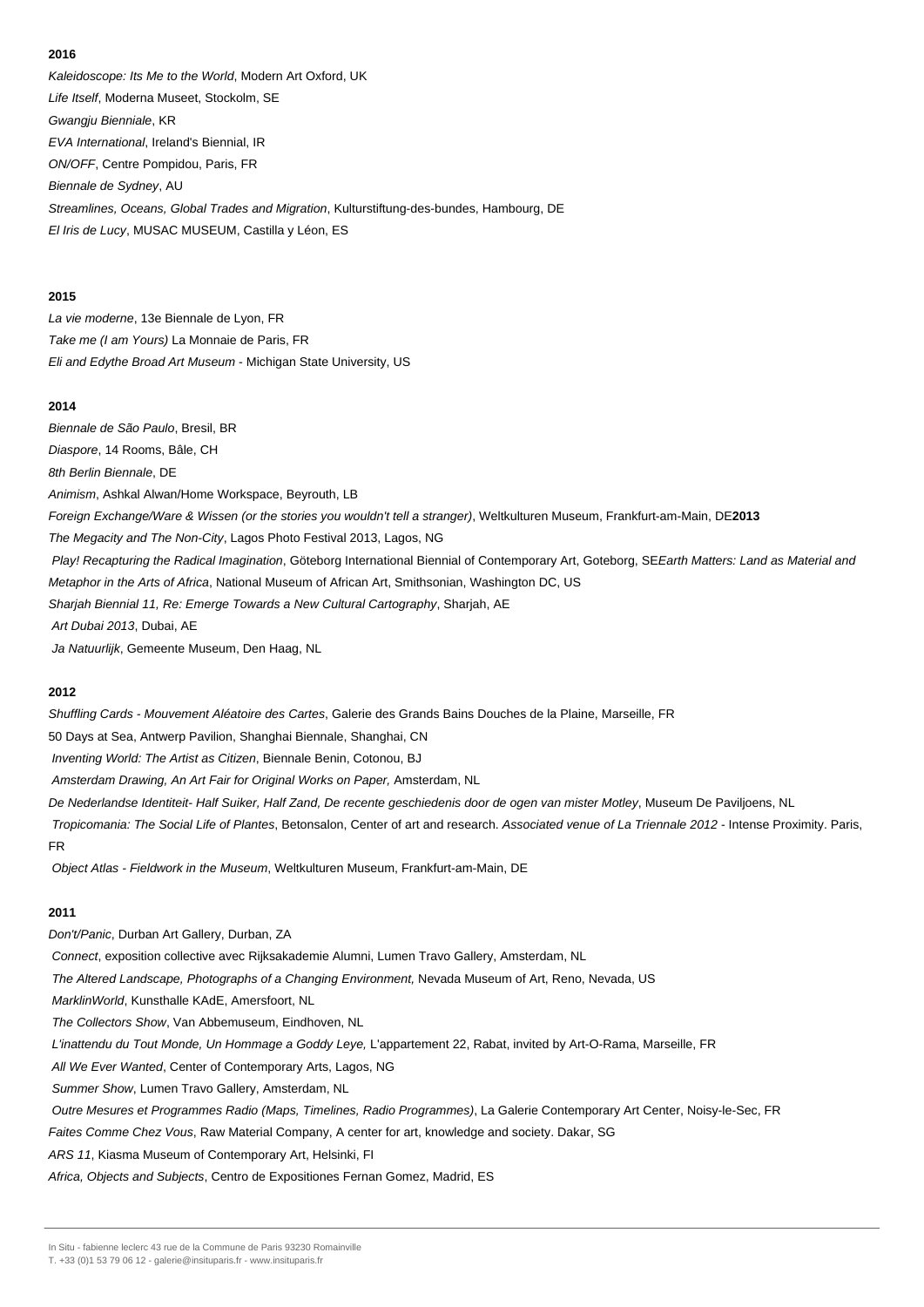**2016**

*Kaleidoscope: Its Me to the World*, Modern Art Oxford, UK

*Life Itself*, Moderna Museet, Stockolm, SE

*Gwangju Bienniale*, KR

*EVA International*, Ireland's Biennial, IR

*ON/OFF*, Centre Pompidou, Paris, FR

*Biennale de Sydney*, AU

*Streamlines, Oceans, Global Trades and Migration*, Kulturstiftung-des-bundes, Hambourg, DE

*El Iris de Lucy*, MUSAC MUSEUM, Castilla y Léon, ES

**2015**

*La vie moderne*, 13e Biennale de Lyon, FR

*Take me (I am Yours)* La Monnaie de Paris, FR

*Eli and Edythe Broad Art Museum* - Michigan State University, US

**2014**

*Biennale de São Paulo*, Bresil, BR

*Diaspore*, 14 Rooms, Bâle, CH

*8th Berlin Biennale*, DE

*Animism*, Ashkal Alwan/Home Workspace, Beyrouth, LB

*Foreign Exchange/Ware & Wissen (or the stories you wouldn't tell a stranger)*, Weltkulturen Museum, Frankfurt-am-Main, DE**2013**

*The Megacity and The Non-City*, Lagos Photo Festival 2013, Lagos, NG

*Play! Recapturing the Radical Imagination*, Göteborg International Biennial of Contemporary Art, Goteborg, SE*Earth Matters: Land as Material and Metaphor in the Arts of Africa*, National Museum of African Art, Smithsonian, Washington DC, US

*Sharjah Biennial 11, Re: Emerge Towards a New Cultural Cartography*, Sharjah, AE

*Art Dubai 2013*, Dubai, AE

*Ja Natuurlijk*, Gemeente Museum, Den Haag, NL

**2012**

*Shuffling Cards - Mouvement Aléatoire des Cartes*, Galerie des Grands Bains Douches de la Plaine, Marseille, FR

50 Days at Sea, Antwerp Pavilion, Shanghai Biennale, Shanghai, CN

*Inventing World: The Artist as Citizen*, Biennale Benin, Cotonou, BJ

*Amsterdam Drawing, An Art Fair for Original Works on Paper,* Amsterdam, NL

*De Nederlandse Identiteit- Half Suiker, Half Zand, De recente geschiedenis door de ogen van mister Motley*, Museum De Paviljoens, NL

*Tropicomania: The Social Life of Plantes*, Betonsalon, Center of art and research. *Associated venue of La Triennale 2012* - Intense Proximity. Paris, FR

*Object Atlas - Fieldwork in the Museum*, Weltkulturen Museum, Frankfurt-am-Main, DE

**2011**

*Don't/Panic*, Durban Art Gallery, Durban, ZA

*Connect*, exposition collective avec Rijksakademie Alumni, Lumen Travo Gallery, Amsterdam, NL

*The Altered Landscape, Photographs of a Changing Environment,* Nevada Museum of Art, Reno, Nevada, US

*MarklinWorld*, Kunsthalle KAdE, Amersfoort, NL

*The Collectors Show*, Van Abbemuseum, Eindhoven, NL

*L'inattendu du Tout Monde, Un Hommage a Goddy Leye,* L'appartement 22, Rabat, invited by Art-O-Rama, Marseille, FR

*All We Ever Wanted*, Center of Contemporary Arts, Lagos, NG

*Summer Show*, Lumen Travo Gallery, Amsterdam, NL

*Outre Mesures et Programmes Radio (Maps, Timelines, Radio Programmes)*, La Galerie Contemporary Art Center, Noisy-le-Sec, FR

*Faites Comme Chez Vous*, Raw Material Company, A center for art, knowledge and society. Dakar, SG

*ARS 11*, Kiasma Museum of Contemporary Art, Helsinki, FI

*Africa, Objects and Subjects*, Centro de Expositiones Fernan Gomez, Madrid, ES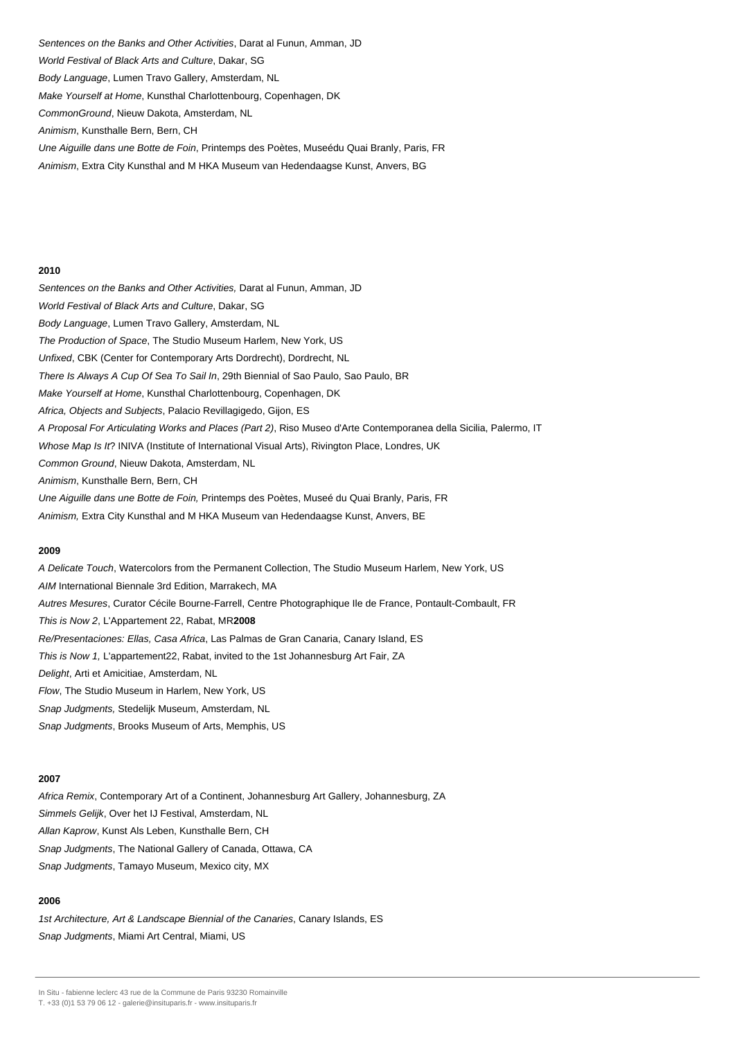*Sentences on the Banks and Other Activities*, Darat al Funun, Amman, JD

*World Festival of Black Arts and Culture*, Dakar, SG

*Body Language*, Lumen Travo Gallery, Amsterdam, NL

*Make Yourself at Home*, Kunsthal Charlottenbourg, Copenhagen, DK

*CommonGround*, Nieuw Dakota, Amsterdam, NL

*Animism*, Kunsthalle Bern, Bern, CH

*Une Aiguille dans une Botte de Foin*, Printemps des Poètes, Museédu Quai Branly, Paris, FR

*Animism*, Extra City Kunsthal and M HKA Museum van Hedendaagse Kunst, Anvers, BG

**2010**

*Sentences on the Banks and Other Activities,* Darat al Funun, Amman, JD

*World Festival of Black Arts and Culture*, Dakar, SG

*Body Language*, Lumen Travo Gallery, Amsterdam, NL

*The Production of Space*, The Studio Museum Harlem, New York, US

*Unfixed*, CBK (Center for Contemporary Arts Dordrecht), Dordrecht, NL

*There Is Always A Cup Of Sea To Sail In*, 29th Biennial of Sao Paulo, Sao Paulo, BR

*Make Yourself at Home*, Kunsthal Charlottenbourg, Copenhagen, DK

*Africa, Objects and Subjects*, Palacio Revillagigedo, Gijon, ES

*A Proposal For Articulating Works and Places (Part 2)*, Riso Museo d'Arte Contemporanea della Sicilia, Palermo, IT

*Whose Map Is It*? INIVA (Institute of International Visual Arts), Rivington Place, Londres, UK

*Common Ground*, Nieuw Dakota, Amsterdam, NL

*Animism*, Kunsthalle Bern, Bern, CH

*Une Aiguille dans une Botte de Foin,* Printemps des Poètes, Museé du Quai Branly, Paris, FR

*Animism,* Extra City Kunsthal and M HKA Museum van Hedendaagse Kunst, Anvers, BE

**2009**

*A Delicate Touch*, Watercolors from the Permanent Collection, The Studio Museum Harlem, New York, US

*AIM* International Biennale 3rd Edition, Marrakech, MA

*Autres Mesures*, Curator Cécile Bourne-Farrell, Centre Photographique Ile de France, Pontault-Combault, FR

*This is Now 2*, L'Appartement 22, Rabat, MR**2008**

*Re/Presentaciones: Ellas, Casa Africa*, Las Palmas de Gran Canaria, Canary Island, ES

*This is Now 1,* L'appartement22, Rabat, invited to the 1st Johannesburg Art Fair, ZA

*Delight*, Arti et Amicitiae, Amsterdam, NL

*Flow*, The Studio Museum in Harlem, New York, US

*Snap Judgments,* Stedelijk Museum, Amsterdam, NL

*Snap Judgments*, Brooks Museum of Arts, Memphis, US

**2007**

*Africa Remix*, Contemporary Art of a Continent, Johannesburg Art Gallery, Johannesburg, ZA

*Simmels Gelijk*, Over het IJ Festival, Amsterdam, NL

*Allan Kaprow*, Kunst Als Leben, Kunsthalle Bern, CH

*Snap Judgments*, The National Gallery of Canada, Ottawa, CA

*Snap Judgments*, Tamayo Museum, Mexico city, MX

**2006**

*1st Architecture, Art & Landscape Biennial of the Canaries*, Canary Islands, ES

*Snap Judgments*, Miami Art Central, Miami, US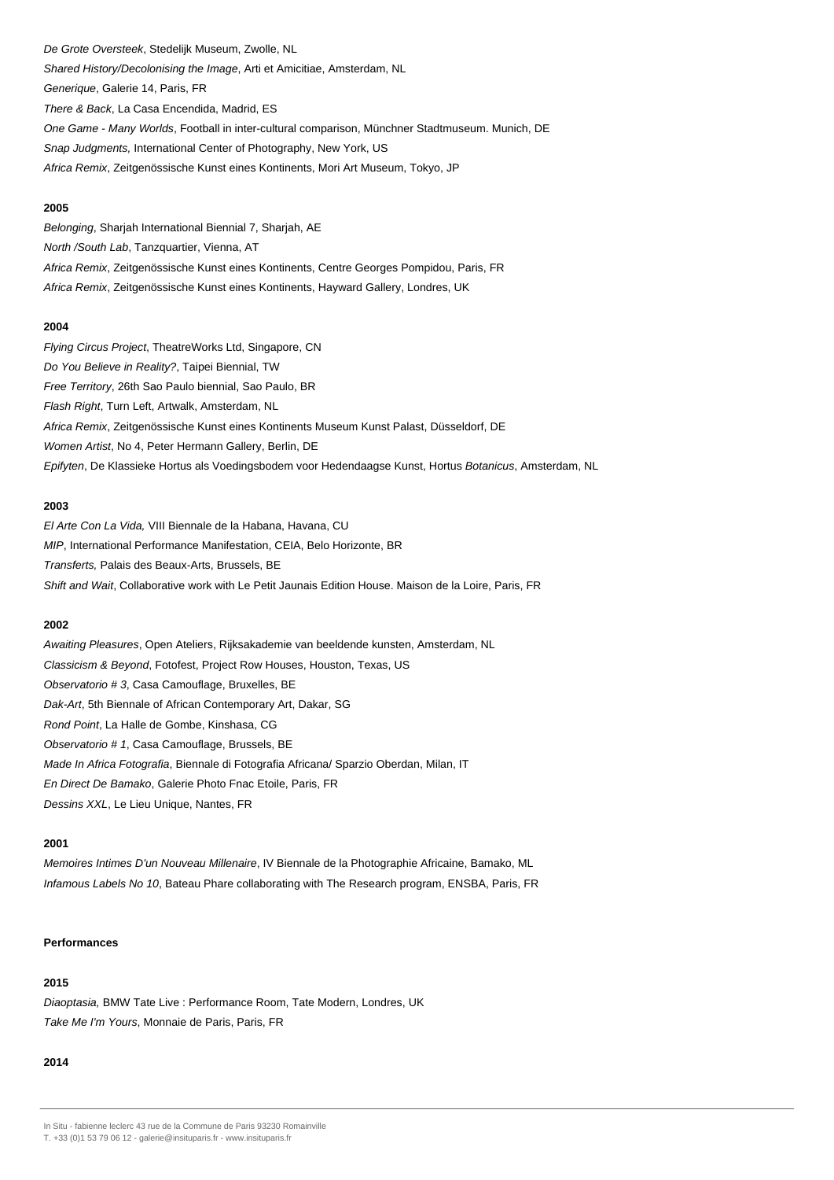*De Grote Oversteek*, Stedelijk Museum, Zwolle, NL

*Shared History/Decolonising the Image*, Arti et Amicitiae, Amsterdam, NL

*Generique*, Galerie 14, Paris, FR

*There & Back*, La Casa Encendida, Madrid, ES

*One Game - Many Worlds*, Football in inter-cultural comparison, Münchner Stadtmuseum. Munich, DE

*Snap Judgments,* International Center of Photography, New York, US

*Africa Remix*, Zeitgenössische Kunst eines Kontinents, Mori Art Museum, Tokyo, JP

**2005**

*Belonging*, Sharjah International Biennial 7, Sharjah, AE

*North /South Lab*, Tanzquartier, Vienna, AT

*Africa Remix*, Zeitgenössische Kunst eines Kontinents, Centre Georges Pompidou, Paris, FR

*Africa Remix*, Zeitgenössische Kunst eines Kontinents, Hayward Gallery, Londres, UK

**2004**

*Flying Circus Project*, TheatreWorks Ltd, Singapore, CN

*Do You Believe in Reality?*, Taipei Biennial, TW

*Free Territory*, 26th Sao Paulo biennial, Sao Paulo, BR

*Flash Right*, Turn Left, Artwalk, Amsterdam, NL

*Africa Remix*, Zeitgenössische Kunst eines Kontinents Museum Kunst Palast, Düsseldorf, DE

*Women Artist*, No 4, Peter Hermann Gallery, Berlin, DE

*Epifyten*, De Klassieke Hortus als Voedingsbodem voor Hedendaagse Kunst, Hortus *Botanicus*, Amsterdam, NL

**2003**

*El Arte Con La Vida,* VIII Biennale de la Habana, Havana, CU

*MIP*, International Performance Manifestation, CEIA, Belo Horizonte, BR

*Transferts,* Palais des Beaux-Arts, Brussels, BE

*Shift and Wait*, Collaborative work with Le Petit Jaunais Edition House. Maison de la Loire, Paris, FR

**2002**

*Awaiting Pleasures*, Open Ateliers, Rijksakademie van beeldende kunsten, Amsterdam, NL

*Classicism & Beyond*, Fotofest, Project Row Houses, Houston, Texas, US

*Observatorio # 3*, Casa Camouflage, Bruxelles, BE

*Dak-Art*, 5th Biennale of African Contemporary Art, Dakar, SG

*Rond Point*, La Halle de Gombe, Kinshasa, CG

*Observatorio # 1*, Casa Camouflage, Brussels, BE

*Made In Africa Fotografia*, Biennale di Fotografia Africana/ Sparzio Oberdan, Milan, IT

*En Direct De Bamako*, Galerie Photo Fnac Etoile, Paris, FR

*Dessins XXL*, Le Lieu Unique, Nantes, FR

**2001**

*Memoires Intimes D'un Nouveau Millenaire*, IV Biennale de la Photographie Africaine, Bamako, ML

*Infamous Labels No 10*, Bateau Phare collaborating with The Research program, ENSBA, Paris, FR

**Performances**

**2015**

*Diaoptasia,* BMW Tate Live : Performance Room, Tate Modern, Londres, UK

*Take Me I'm Yours*, Monnaie de Paris, Paris, FR

**2014**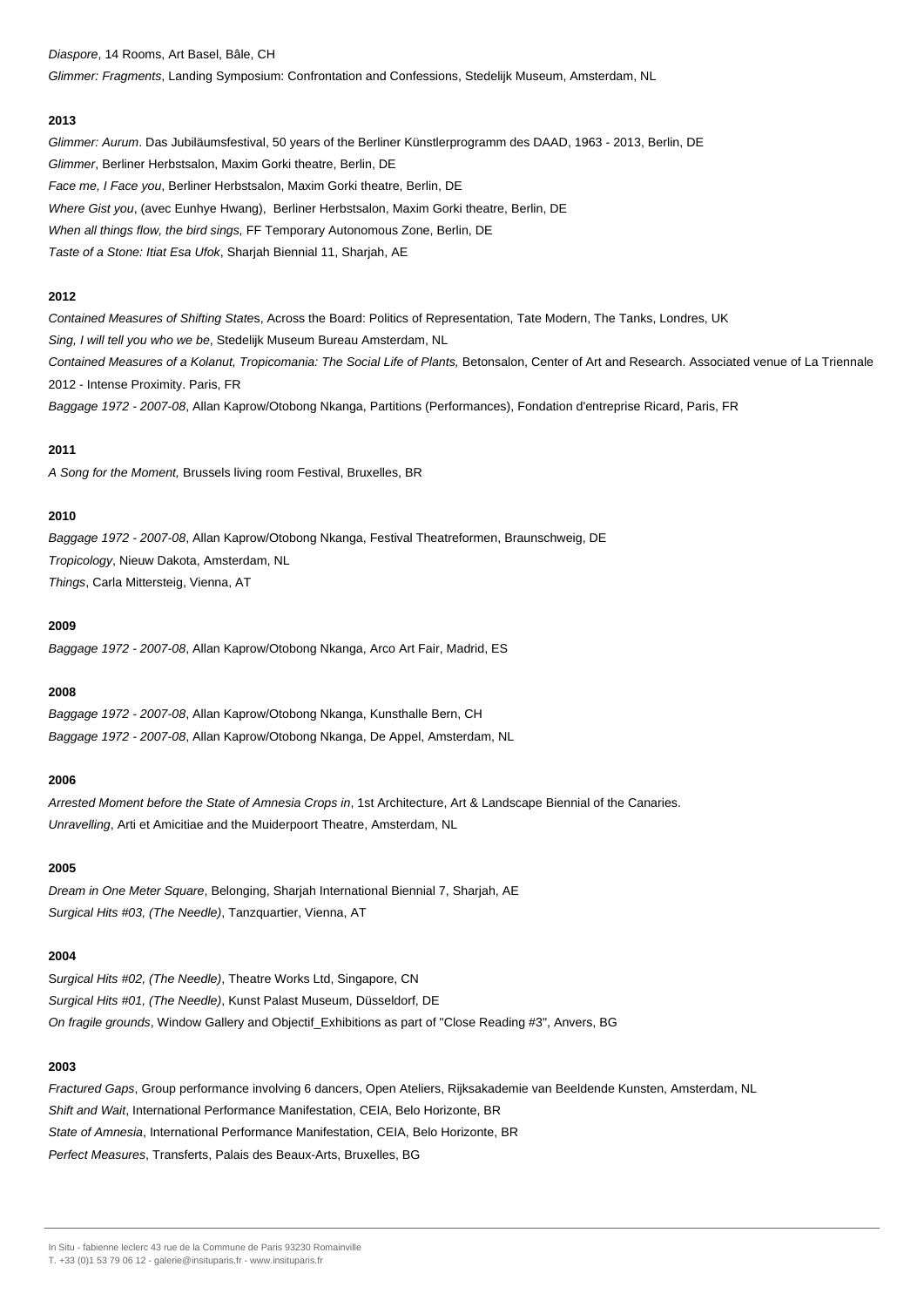*Diaspore*, 14 Rooms, Art Basel, Bâle, CH

*Glimmer: Fragments*, Landing Symposium: Confrontation and Confessions, Stedelijk Museum, Amsterdam, NL

**2013**

*Glimmer: Aurum*. Das Jubiläumsfestival, 50 years of the Berliner Künstlerprogramm des DAAD, 1963 - 2013, Berlin, DE

*Glimmer*, Berliner Herbstsalon, Maxim Gorki theatre, Berlin, DE

*Face me, I Face you*, Berliner Herbstsalon, Maxim Gorki theatre, Berlin, DE

*Where Gist you*, (avec Eunhye Hwang), Berliner Herbstsalon, Maxim Gorki theatre, Berlin, DE

*When all things flow, the bird sings,* FF Temporary Autonomous Zone, Berlin, DE

*Taste of a Stone: Itiat Esa Ufok*, Sharjah Biennial 11, Sharjah, AE

**2012**

*Contained Measures of Shifting States*, Across the Board: Politics of Representation, Tate Modern, The Tanks, Londres, UK

*Sing, I will tell you who we be*, Stedelijk Museum Bureau Amsterdam, NL

*Contained Measures of a Kolanut, Tropicomania: The Social Life of Plants,* Betonsalon, Center of Art and Research. Associated venue of La Triennale 2012 - Intense Proximity. Paris, FR

*Baggage 1972 - 2007-08*, Allan Kaprow/Otobong Nkanga, Partitions (Performances), Fondation d'entreprise Ricard, Paris, FR

**2011**

*A Song for the Moment,* Brussels living room Festival, Bruxelles, BR

**2010**

*Baggage 1972 - 2007-08*, Allan Kaprow/Otobong Nkanga, Festival Theatreformen, Braunschweig, DE

*Tropicology*, Nieuw Dakota, Amsterdam, NL

*Things*, Carla Mittersteig, Vienna, AT

**2009**

*Baggage 1972 - 2007-08*, Allan Kaprow/Otobong Nkanga, Arco Art Fair, Madrid, ES

**2008**

*Baggage 1972 - 2007-08*, Allan Kaprow/Otobong Nkanga, Kunsthalle Bern, CH

*Baggage 1972 - 2007-08*, Allan Kaprow/Otobong Nkanga, De Appel, Amsterdam, NL

**2006**

*Arrested Moment before the State of Amnesia Crops in*, 1st Architecture, Art & Landscape Biennial of the Canaries.

*Unravelling*, Arti et Amicitiae and the Muiderpoort Theatre, Amsterdam, NL

**2005**

*Dream in One Meter Square*, Belonging, Sharjah International Biennial 7, Sharjah, AE

*Surgical Hits #03, (The Needle)*, Tanzquartier, Vienna, AT

**2004**

*Surgical Hits #02, (The Needle)*, Theatre Works Ltd, Singapore, CN

*Surgical Hits #01, (The Needle)*, Kunst Palast Museum, Düsseldorf, DE

*On fragile grounds*, Window Gallery and Objectif_Exhibitions as part of "Close Reading #3", Anvers, BG

**2003**

*Fractured Gaps*, Group performance involving 6 dancers, Open Ateliers, Rijksakademie van Beeldende Kunsten, Amsterdam, NL

*Shift and Wait*, International Performance Manifestation, CEIA, Belo Horizonte, BR

*State of Amnesia*, International Performance Manifestation, CEIA, Belo Horizonte, BR

*Perfect Measures*, Transferts, Palais des Beaux-Arts, Bruxelles, BG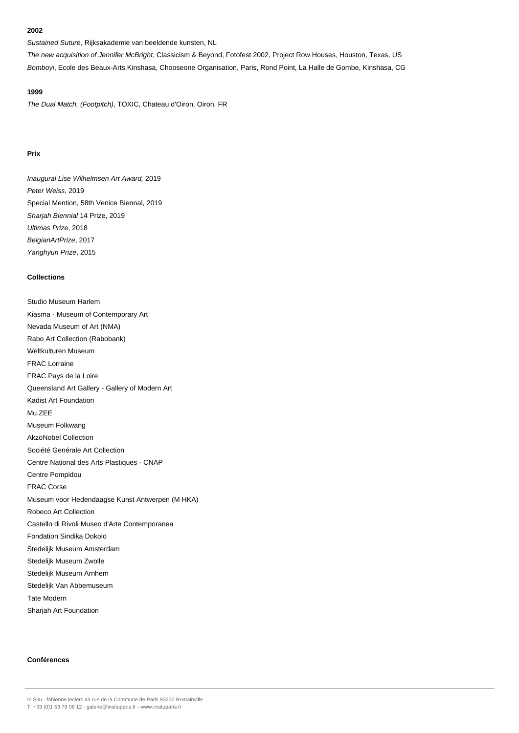**2002**

*Sustained Suture*, Rijksakademie van beeldende kunsten, NL

*The new acquisition of Jennifer McBright*, Classicism & Beyond, Fotofest 2002, Project Row Houses, Houston, Texas, US

*Bomboyi*, Ecole des Beaux-Arts Kinshasa, Chooseone Organisation, Paris, Rond Point, La Halle de Gombe, Kinshasa, CG

**1999**

*The Dual Match, (Footpitch)*, TOXIC, Chateau d'Oiron, Oiron, FR

**Prix**

*Inaugural Lise Wilhelmsen Art Award,* 2019

*Peter Weiss*, 2019

Special Mention, 58th Venice Biennal, 2019

*Sharjah Biennial* 14 Prize, 2019

*Ultimas Prize*, 2018

*BelgianArtPrize*, 2017

*Yanghyun Prize*, 2015

**Collections**

Studio Museum Harlem

Kiasma - Museum of Contemporary Art

Nevada Museum of Art (NMA)

Rabo Art Collection (Rabobank)

Weltkulturen Museum

FRAC Lorraine

FRAC Pays de la Loire

Queensland Art Gallery - Gallery of Modern Art

Kadist Art Foundation

Mu.ZEE

Museum Folkwang

AkzoNobel Collection

Société Genérale Art Collection

Centre National des Arts Plastiques - CNAP

Centre Pompidou

FRAC Corse

Museum voor Hedendaagse Kunst Antwerpen (M HKA)

Robeco Art Collection

Castello di Rivoli Museo d'Arte Contemporanea

Fondation Sindika Dokolo

Stedelijk Museum Amsterdam

Stedelijk Museum Zwolle

Stedelijk Museum Arnhem

Stedelijk Van Abbemuseum

Tate Modern

Sharjah Art Foundation

**Conférences**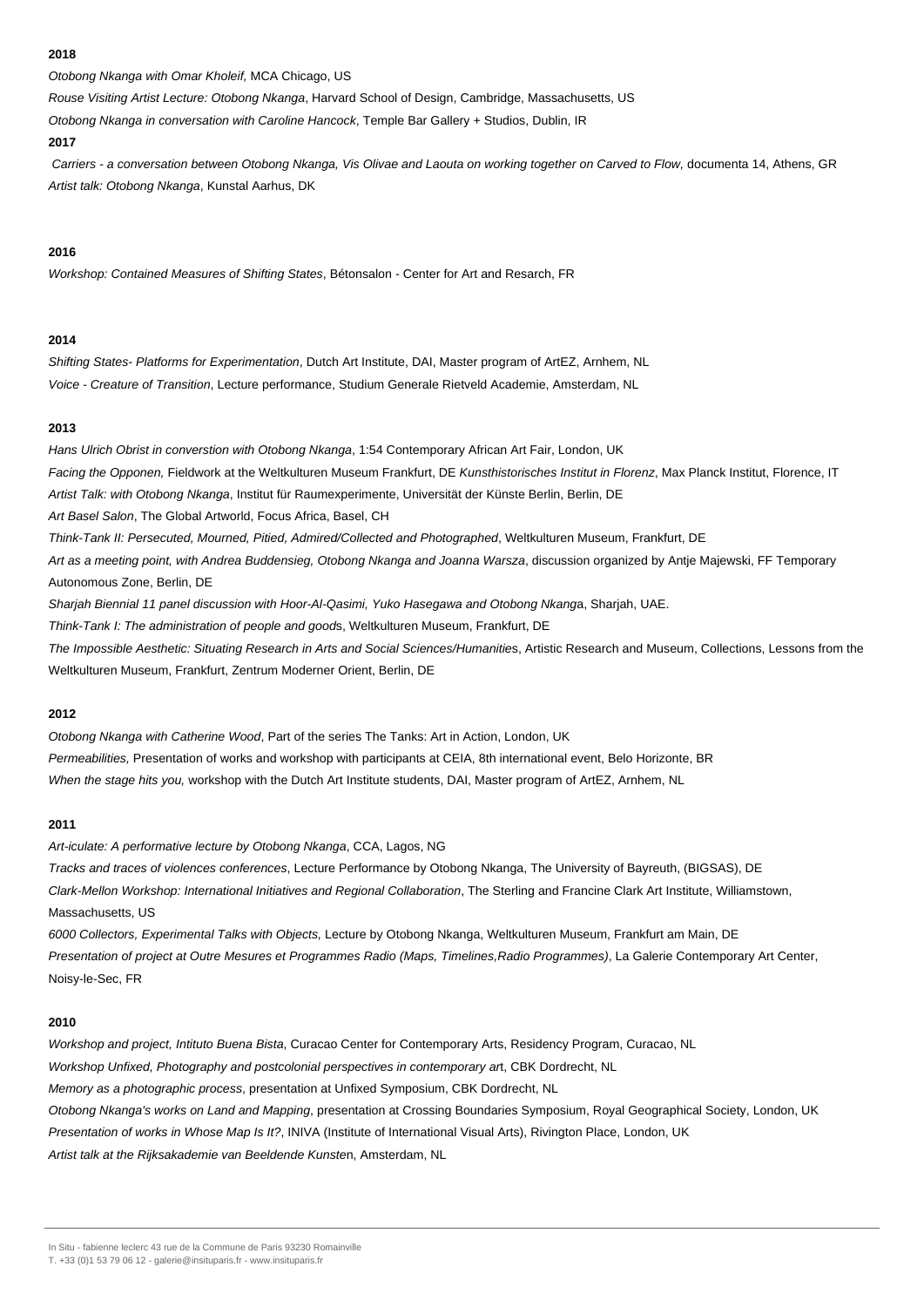**2018**

*Otobong Nkanga with Omar Kholeif,* MCA Chicago, US

*Rouse Visiting Artist Lecture: Otobong Nkanga*, Harvard School of Design, Cambridge, Massachusetts, US

*Otobong Nkanga in conversation with Caroline Hancock*, Temple Bar Gallery + Studios, Dublin, IR

**2017**

*Carriers - a conversation between Otobong Nkanga, Vis Olivae and Laouta on working together on Carved to Flow,* documenta 14, Athens, GR

*Artist talk: Otobong Nkanga*, Kunstal Aarhus, DK

**2016**

*Workshop: Contained Measures of Shifting States*, Bétonsalon - Center for Art and Resarch, FR

**2014**

*Shifting States- Platforms for Experimentation*, Dutch Art Institute, DAI, Master program of ArtEZ, Arnhem, NL

*Voice - Creature of Transition*, Lecture performance, Studium Generale Rietveld Academie, Amsterdam, NL

**2013**

*Hans Ulrich Obrist in converstion with Otobong Nkanga*, 1:54 Contemporary African Art Fair, London, UK

*Facing the Opponen,* Fieldwork at the Weltkulturen Museum Frankfurt, DE *Kunsthistorisches Institut in Florenz*, Max Planck Institut, Florence, IT

*Artist Talk: with Otobong Nkanga*, Institut für Raumexperimente, Universität der Künste Berlin, Berlin, DE

*Art Basel Salon*, The Global Artworld, Focus Africa, Basel, CH

*Think-Tank II: Persecuted, Mourned, Pitied, Admired/Collected and Photographed*, Weltkulturen Museum, Frankfurt, DE

*Art as a meeting point, with Andrea Buddensieg, Otobong Nkanga and Joanna Warsza*, discussion organized by Antje Majewski, FF Temporary Autonomous Zone, Berlin, DE

*Sharjah Biennial 11 panel discussion with Hoor-Al-Qasimi, Yuko Hasegawa and Otobong Nkang*a, Sharjah, UAE.

*Think-Tank I: The administration of people and good*s, Weltkulturen Museum, Frankfurt, DE

*The Impossible Aesthetic: Situating Research in Arts and Social Sciences/Humanitie*s, Artistic Research and Museum, Collections, Lessons from the Weltkulturen Museum, Frankfurt, Zentrum Moderner Orient, Berlin, DE

**2012**

*Otobong Nkanga with Catherine Wood*, Part of the series The Tanks: Art in Action, London, UK

*Permeabilities,* Presentation of works and workshop with participants at CEIA, 8th international event, Belo Horizonte, BR

*When the stage hits you,* workshop with the Dutch Art Institute students, DAI, Master program of ArtEZ, Arnhem, NL

**2011**

*Art-iculate: A performative lecture by Otobong Nkanga*, CCA, Lagos, NG

*Tracks and traces of violences conferences*, Lecture Performance by Otobong Nkanga, The University of Bayreuth, (BIGSAS), DE

*Clark-Mellon Workshop: International Initiatives and Regional Collaboration*, The Sterling and Francine Clark Art Institute, Williamstown, Massachusetts, US

*6000 Collectors, Experimental Talks with Objects,* Lecture by Otobong Nkanga, Weltkulturen Museum, Frankfurt am Main, DE

*Presentation of project at Outre Mesures et Programmes Radio (Maps, Timelines,Radio Programmes)*, La Galerie Contemporary Art Center, Noisy-le-Sec, FR

**2010**

*Workshop and project, Intituto Buena Bista*, Curacao Center for Contemporary Arts, Residency Program, Curacao, NL

*Workshop Unfixed, Photography and postcolonial perspectives in contemporary ar*t, CBK Dordrecht, NL

*Memory as a photographic process*, presentation at Unfixed Symposium, CBK Dordrecht, NL

*Otobong Nkanga's works on Land and Mapping*, presentation at Crossing Boundaries Symposium, Royal Geographical Society, London, UK

*Presentation of works in Whose Map Is It?*, INIVA (Institute of International Visual Arts), Rivington Place, London, UK

*Artist talk at the Rijksakademie van Beeldende Kunste*n, Amsterdam, NL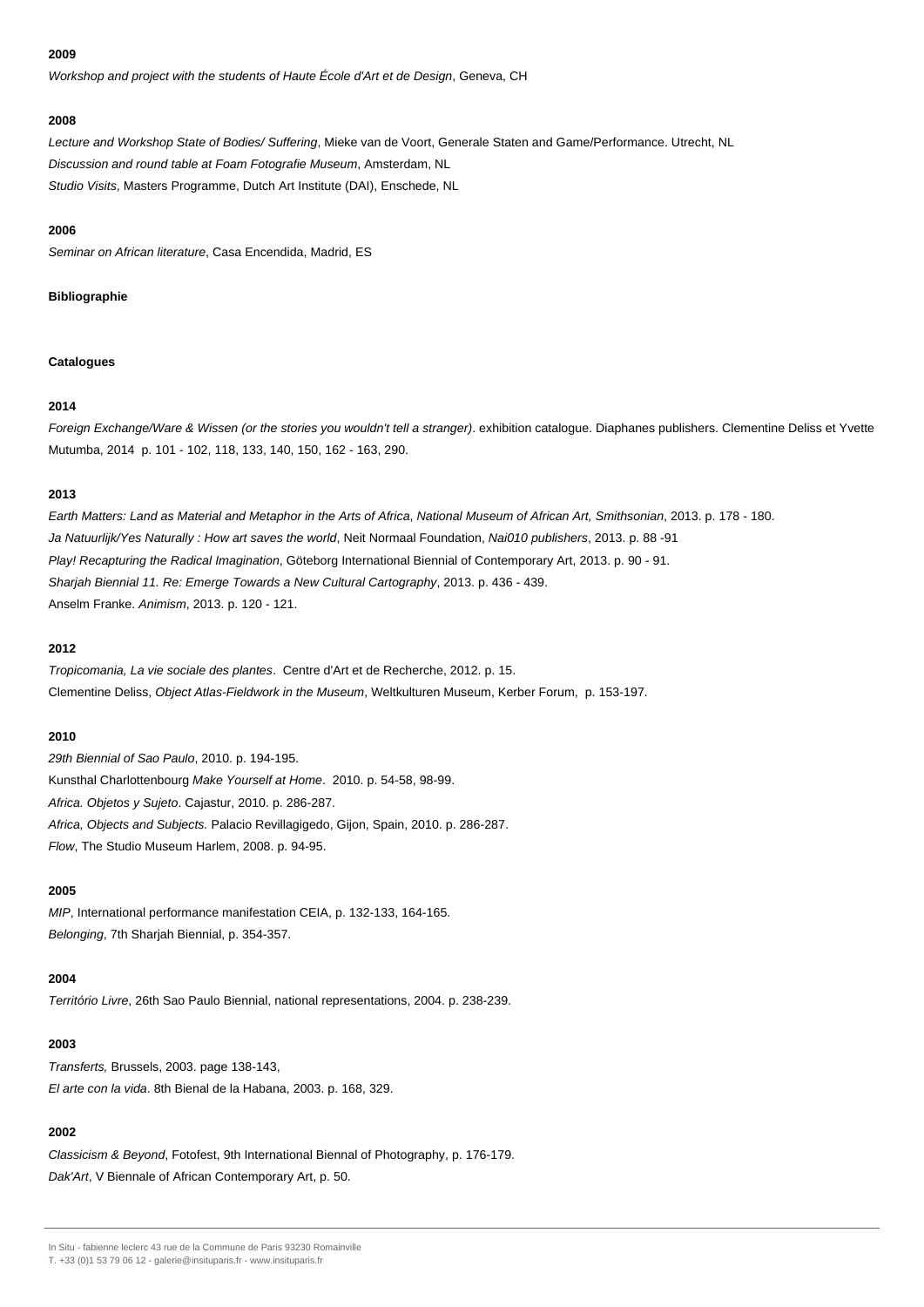**2009**

*Workshop and project with the students of Haute École d'Art et de Design*, Geneva, CH

**2008**

*Lecture and Workshop State of Bodies/ Suffering*, Mieke van de Voort, Generale Staten and Game/Performance. Utrecht, NL
*Discussion and round table at Foam Fotografie Museum*, Amsterdam, NL
*Studio Visits*, Masters Programme, Dutch Art Institute (DAI), Enschede, NL

**2006**

*Seminar on African literature*, Casa Encendida, Madrid, ES

**Bibliographie**

**Catalogues**

**2014**

*Foreign Exchange/Ware & Wissen (or the stories you wouldn't tell a stranger)*. exhibition catalogue. Diaphanes publishers. Clementine Deliss et Yvette Mutumba, 2014 p. 101 - 102, 118, 133, 140, 150, 162 - 163, 290.

**2013**

*Earth Matters: Land as Material and Metaphor in the Arts of Africa*, *National Museum of African Art, Smithsonian*, 2013. p. 178 - 180.
*Ja Natuurlijk/Yes Naturally : How art saves the world*, Neit Normaal Foundation, *Nai010 publishers*, 2013. p. 88 -91
*Play! Recapturing the Radical Imagination*, Göteborg International Biennial of Contemporary Art, 2013. p. 90 - 91.
*Sharjah Biennial 11. Re: Emerge Towards a New Cultural Cartography*, 2013. p. 436 - 439.
Anselm Franke. *Animism*, 2013. p. 120 - 121.

**2012**

*Tropicomania, La vie sociale des plantes*. Centre d'Art et de Recherche, 2012. p. 15.
Clementine Deliss, *Object Atlas-Fieldwork in the Museum*, Weltkulturen Museum, Kerber Forum, p. 153-197.

**2010**

*29th Biennial of Sao Paulo*, 2010. p. 194-195.
Kunsthal Charlottenbourg *Make Yourself at Home*. 2010. p. 54-58, 98-99.
*Africa. Objetos y Sujeto*. Cajastur, 2010. p. 286-287.
*Africa, Objects and Subjects.* Palacio Revillagigedo, Gijon, Spain, 2010. p. 286-287.
*Flow*, The Studio Museum Harlem, 2008. p. 94-95.

**2005**

*MIP*, International performance manifestation CEIA, p. 132-133, 164-165.
*Belonging*, 7th Sharjah Biennial, p. 354-357.

**2004**

*Território Livre*, 26th Sao Paulo Biennial, national representations, 2004. p. 238-239.

**2003**

*Transferts,* Brussels, 2003. page 138-143,
*El arte con la vida*. 8th Bienal de la Habana, 2003. p. 168, 329.

**2002**

*Classicism & Beyond*, Fotofest, 9th International Biennal of Photography, p. 176-179.
*Dak'Art*, V Biennale of African Contemporary Art, p. 50.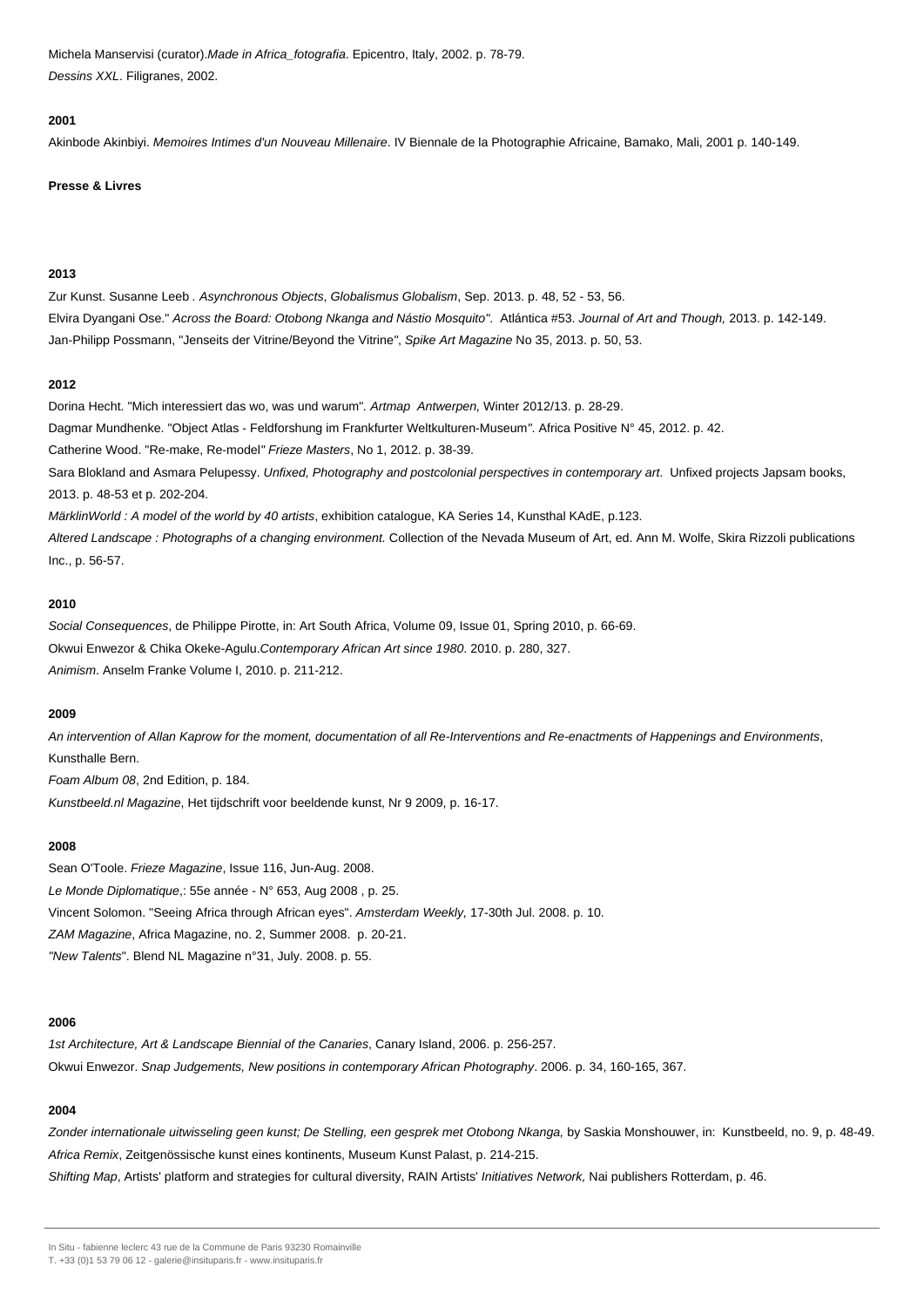Michela Manservisi (curator).*Made in Africa_fotografia*. Epicentro, Italy, 2002. p. 78-79.
*Dessins XXL*. Filigranes, 2002.

#### 2001

Akinbode Akinbiyi. *Memoires Intimes d'un Nouveau Millenaire*. IV Biennale de la Photographie Africaine, Bamako, Mali, 2001 p. 140-149.

### Presse & Livres

#### 2013

Zur Kunst. Susanne Leeb . *Asynchronous Objects*, *Globalismus Globalism*, Sep. 2013. p. 48, 52 - 53, 56.
Elvira Dyangani Ose." *Across the Board: Otobong Nkanga and Nástio Mosquito"*. Atlántica #53. *Journal of Art and Though,* 2013. p. 142-149.
Jan-Philipp Possmann, "Jenseits der Vitrine/Beyond the Vitrine*"*, *Spike Art Magazine* No 35, 2013. p. 50, 53.

#### 2012

Dorina Hecht. "Mich interessiert das wo, was und warum". *Artmap Antwerpen,* Winter 2012/13. p. 28-29.
Dagmar Mundhenke. "Object Atlas - Feldforshung im Frankfurter Weltkulturen-Museum*"*. Africa Positive N° 45, 2012. p. 42.
Catherine Wood. "Re-make, Re-model*" Frieze Masters*, No 1, 2012. p. 38-39.
Sara Blokland and Asmara Pelupessy. *Unfixed, Photography and postcolonial perspectives in contemporary art*. Unfixed projects Japsam books, 2013. p. 48-53 et p. 202-204.
*MärklinWorld : A model of the world by 40 artists*, exhibition catalogue, KA Series 14, Kunsthal KAdE, p.123.
*Altered Landscape : Photographs of a changing environment.* Collection of the Nevada Museum of Art, ed. Ann M. Wolfe, Skira Rizzoli publications Inc., p. 56-57.

#### 2010

*Social Consequences*, de Philippe Pirotte, in: Art South Africa, Volume 09, Issue 01, Spring 2010, p. 66-69.
Okwui Enwezor & Chika Okeke-Agulu.*Contemporary African Art since 1980*. 2010. p. 280, 327.
*Animism*. Anselm Franke Volume I, 2010. p. 211-212.

#### 2009

*An intervention of Allan Kaprow for the moment, documentation of all Re-Interventions and Re-enactments of Happenings and Environments*, Kunsthalle Bern.
*Foam Album 08*, 2nd Edition, p. 184.
*Kunstbeeld.nl Magazine*, Het tijdschrift voor beeldende kunst, Nr 9 2009, p. 16-17.

#### 2008

Sean O'Toole. *Frieze Magazine*, Issue 116, Jun-Aug. 2008.
*Le Monde Diplomatique*,: 55e année - N° 653, Aug 2008 , p. 25.
Vincent Solomon. "Seeing Africa through African eyes". *Amsterdam Weekly,* 17-30th Jul. 2008. p. 10.
*ZAM Magazine*, Africa Magazine, no. 2, Summer 2008. p. 20-21.
*"New Talents*". Blend NL Magazine n°31, July. 2008. p. 55.

#### 2006

*1st Architecture, Art & Landscape Biennial of the Canaries*, Canary Island, 2006. p. 256-257.
Okwui Enwezor. *Snap Judgements, New positions in contemporary African Photography*. 2006. p. 34, 160-165, 367.

#### 2004

*Zonder internationale uitwisseling geen kunst; De Stelling, een gesprek met Otobong Nkanga,* by Saskia Monshouwer, in: Kunstbeeld, no. 9, p. 48-49.
*Africa Remix*, Zeitgenössische kunst eines kontinents, Museum Kunst Palast, p. 214-215.
*Shifting Map*, Artists' platform and strategies for cultural diversity, RAIN Artists' *Initiatives Network,* Nai publishers Rotterdam, p. 46.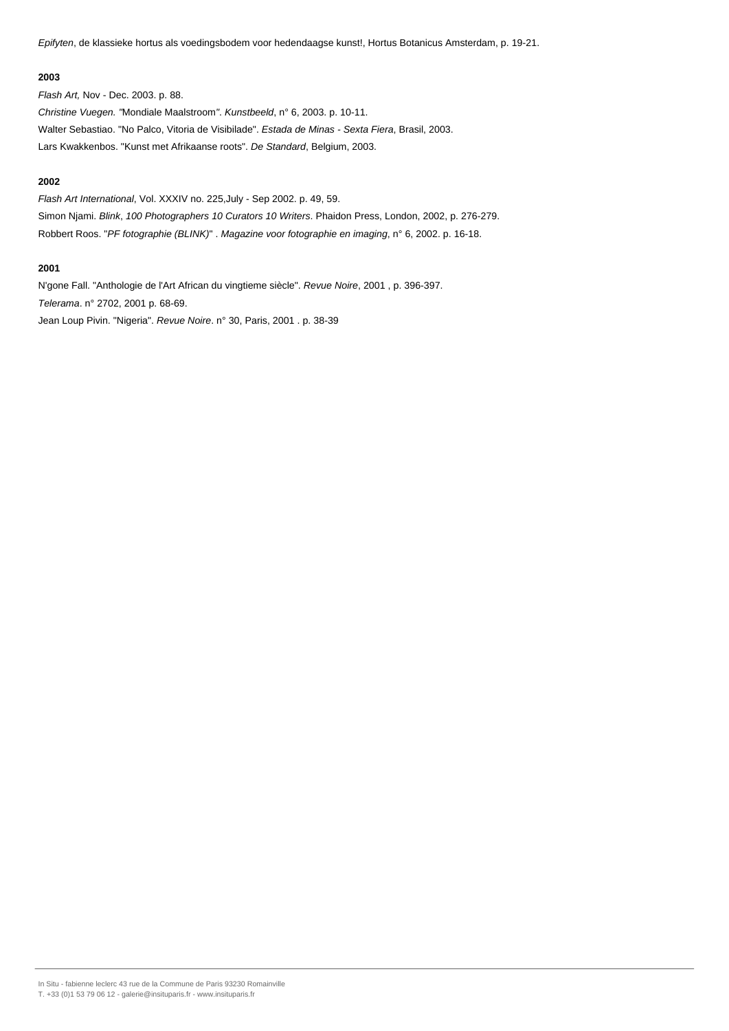*Epifyten*, de klassieke hortus als voedingsbodem voor hedendaagse kunst!, Hortus Botanicus Amsterdam, p. 19-21.

**2003**

*Flash Art,* Nov - Dec. 2003. p. 88.

*Christine Vuegen. "*Mondiale Maalstroom*". Kunstbeeld*, n° 6, 2003. p. 10-11.

Walter Sebastiao. "No Palco, Vitoria de Visibilade". *Estada de Minas - Sexta Fiera*, Brasil, 2003.

Lars Kwakkenbos. "Kunst met Afrikaanse roots". *De Standard*, Belgium, 2003.

**2002**

*Flash Art International*, Vol. XXXIV no. 225,July - Sep 2002. p. 49, 59.

Simon Njami. *Blink*, *100 Photographers 10 Curators 10 Writers*. Phaidon Press, London, 2002, p. 276-279.

Robbert Roos. "*PF fotographie (BLINK)*" . *Magazine voor fotographie en imaging*, n° 6, 2002. p. 16-18.

**2001**

N'gone Fall. "Anthologie de l'Art African du vingtieme siècle". *Revue Noire*, 2001 , p. 396-397.

*Telerama*. n° 2702, 2001 p. 68-69.

Jean Loup Pivin. "Nigeria". *Revue Noire*. n° 30, Paris, 2001 . p. 38-39